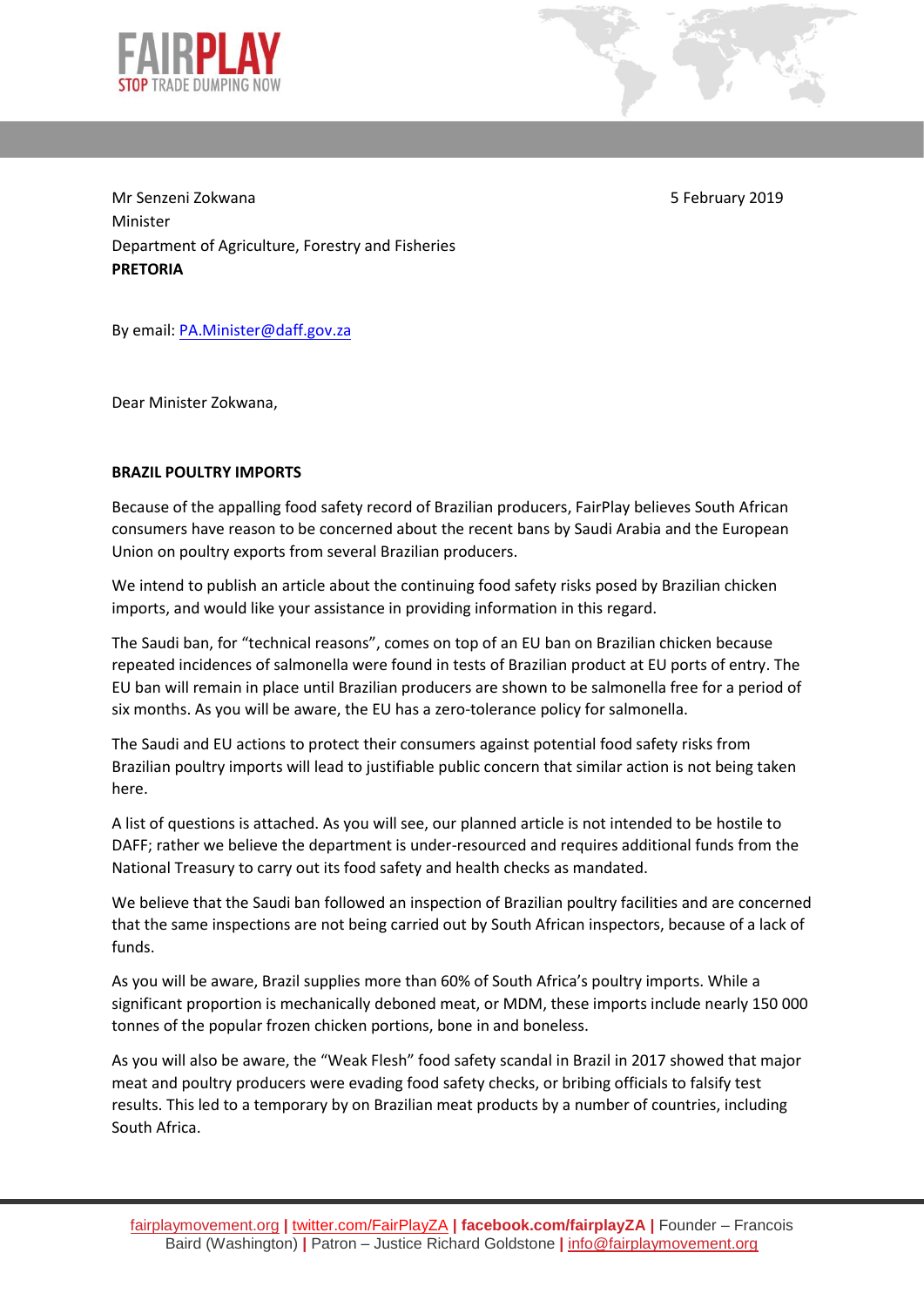**FAIRPLAY**
STOP TRADE DUMPING NOW

Mr Senzeni Zokwana
Minister
Department of Agriculture, Forestry and Fisheries
**PRETORIA**

5 February 2019

By email: PA.Minister@daff.gov.za

Dear Minister Zokwana,

**BRAZIL POULTRY IMPORTS**

Because of the appalling food safety record of Brazilian producers, FairPlay believes South African consumers have reason to be concerned about the recent bans by Saudi Arabia and the European Union on poultry exports from several Brazilian producers.

We intend to publish an article about the continuing food safety risks posed by Brazilian chicken imports, and would like your assistance in providing information in this regard.

The Saudi ban, for "technical reasons", comes on top of an EU ban on Brazilian chicken because repeated incidences of salmonella were found in tests of Brazilian product at EU ports of entry. The EU ban will remain in place until Brazilian producers are shown to be salmonella free for a period of six months. As you will be aware, the EU has a zero-tolerance policy for salmonella.

The Saudi and EU actions to protect their consumers against potential food safety risks from Brazilian poultry imports will lead to justifiable public concern that similar action is not being taken here.

A list of questions is attached. As you will see, our planned article is not intended to be hostile to DAFF; rather we believe the department is under-resourced and requires additional funds from the National Treasury to carry out its food safety and health checks as mandated.

We believe that the Saudi ban followed an inspection of Brazilian poultry facilities and are concerned that the same inspections are not being carried out by South African inspectors, because of a lack of funds.

As you will be aware, Brazil supplies more than 60% of South Africa's poultry imports. While a significant proportion is mechanically deboned meat, or MDM, these imports include nearly 150 000 tonnes of the popular frozen chicken portions, bone in and boneless.

As you will also be aware, the "Weak Flesh" food safety scandal in Brazil in 2017 showed that major meat and poultry producers were evading food safety checks, or bribing officials to falsify test results. This led to a temporary by on Brazilian meat products by a number of countries, including South Africa.

fairplaymovement.org | twitter.com/FairPlayZA | facebook.com/fairplayZA | Founder – Francois Baird (Washington) | Patron – Justice Richard Goldstone | info@fairplaymovement.org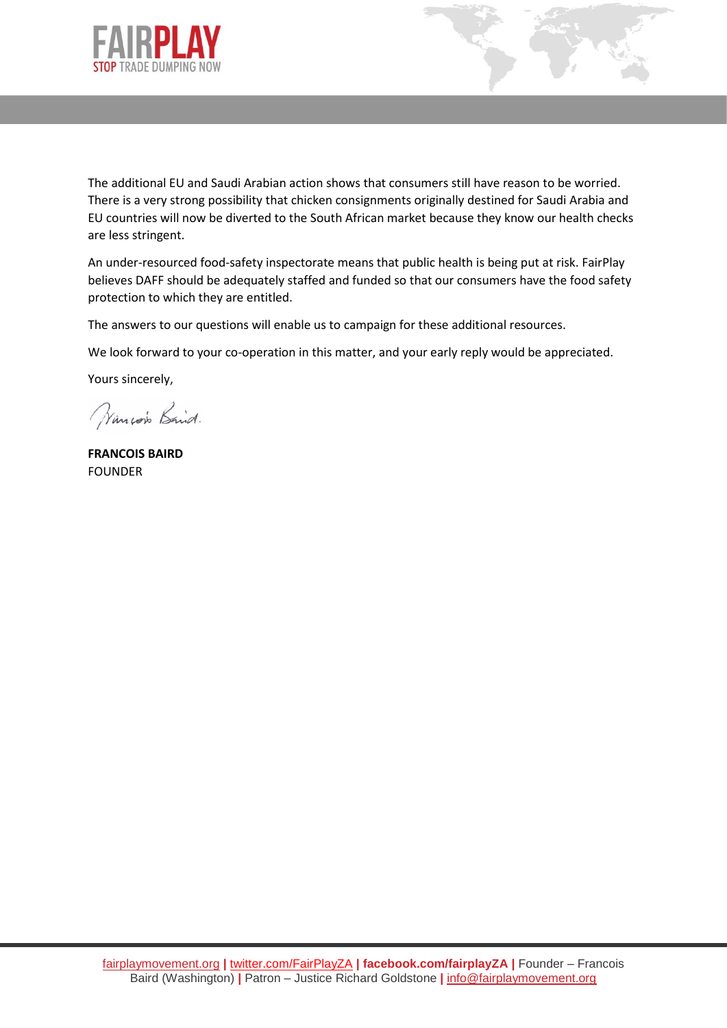The additional EU and Saudi Arabian action shows that consumers still have reason to be worried. There is a very strong possibility that chicken consignments originally destined for Saudi Arabia and EU countries will now be diverted to the South African market because they know our health checks are less stringent.

An under-resourced food-safety inspectorate means that public health is being put at risk. FairPlay believes DAFF should be adequately staffed and funded so that our consumers have the food safety protection to which they are entitled.

The answers to our questions will enable us to campaign for these additional resources.

We look forward to your co-operation in this matter, and your early reply would be appreciated.

Yours sincerely,

**FRANCOIS BAIRD**
FOUNDER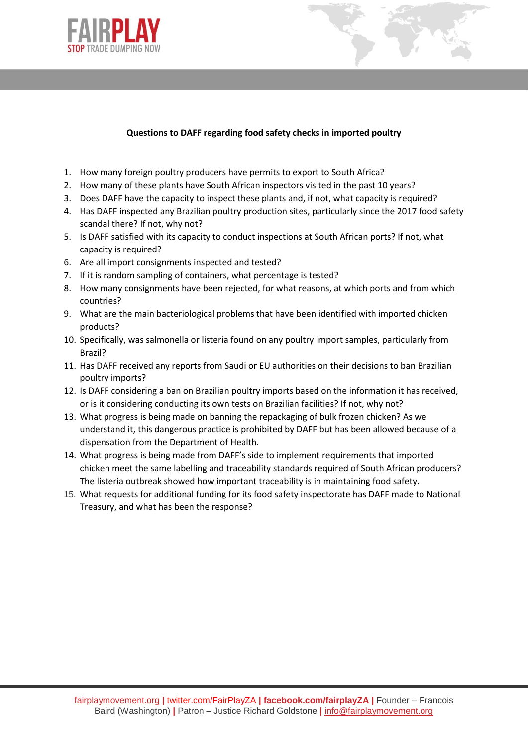**Questions to DAFF regarding food safety checks in imported poultry**

1. How many foreign poultry producers have permits to export to South Africa?
2. How many of these plants have South African inspectors visited in the past 10 years?
3. Does DAFF have the capacity to inspect these plants and, if not, what capacity is required?
4. Has DAFF inspected any Brazilian poultry production sites, particularly since the 2017 food safety scandal there? If not, why not?
5. Is DAFF satisfied with its capacity to conduct inspections at South African ports? If not, what capacity is required?
6. Are all import consignments inspected and tested?
7. If it is random sampling of containers, what percentage is tested?
8. How many consignments have been rejected, for what reasons, at which ports and from which countries?
9. What are the main bacteriological problems that have been identified with imported chicken products?
10. Specifically, was salmonella or listeria found on any poultry import samples, particularly from Brazil?
11. Has DAFF received any reports from Saudi or EU authorities on their decisions to ban Brazilian poultry imports?
12. Is DAFF considering a ban on Brazilian poultry imports based on the information it has received, or is it considering conducting its own tests on Brazilian facilities? If not, why not?
13. What progress is being made on banning the repackaging of bulk frozen chicken? As we understand it, this dangerous practice is prohibited by DAFF but has been allowed because of a dispensation from the Department of Health.
14. What progress is being made from DAFF's side to implement requirements that imported chicken meet the same labelling and traceability standards required of South African producers? The listeria outbreak showed how important traceability is in maintaining food safety.
15. What requests for additional funding for its food safety inspectorate has DAFF made to National Treasury, and what has been the response?